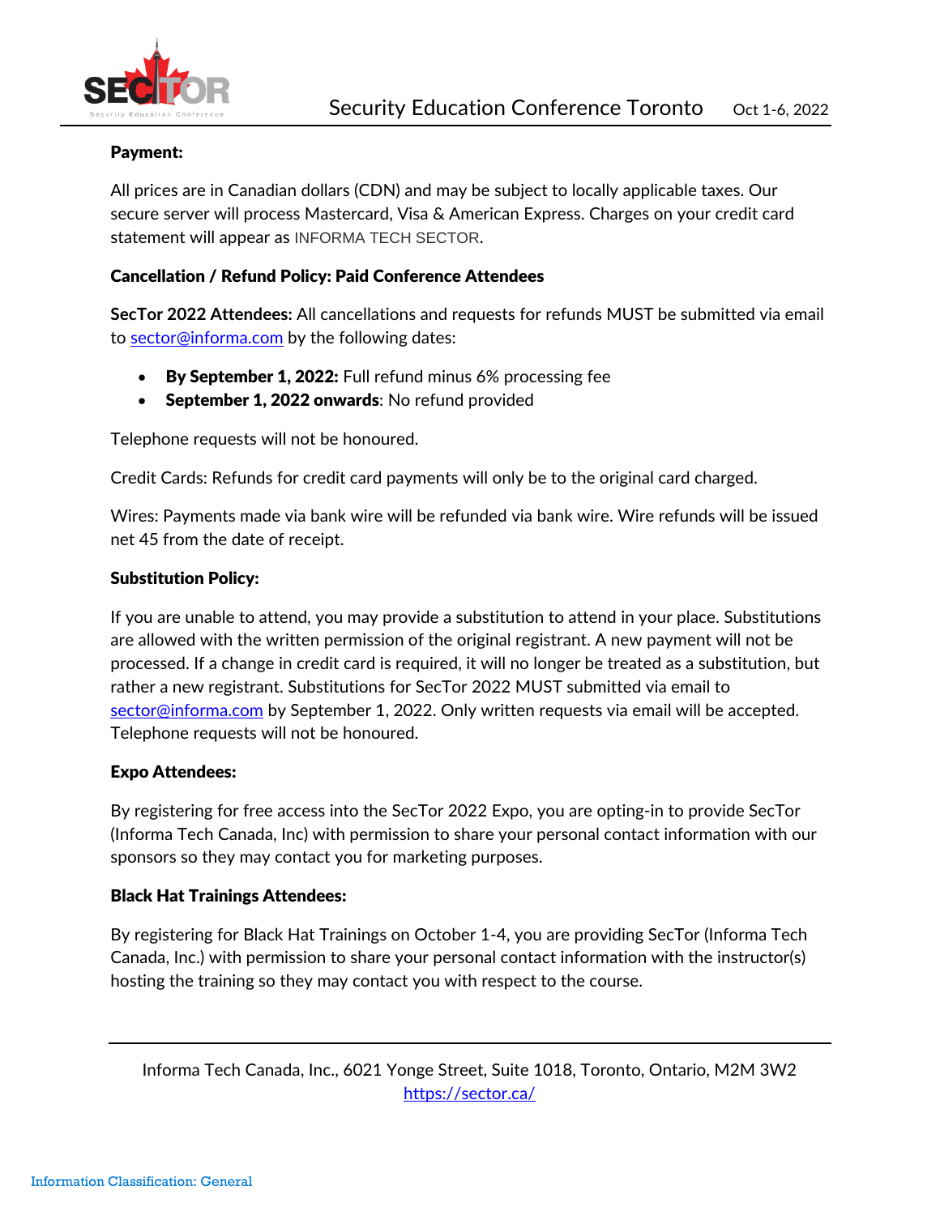**Payment:**

All prices are in Canadian dollars (CDN) and may be subject to locally applicable taxes. Our secure server will process Mastercard, Visa & American Express. Charges on your credit card statement will appear as INFORMA TECH SECTOR.

**Cancellation / Refund Policy: Paid Conference Attendees**

**SecTor 2022 Attendees:** All cancellations and requests for refunds MUST be submitted via email to sector@informa.com by the following dates:

- **By September 1, 2022:** Full refund minus 6% processing fee
- **September 1, 2022 onwards**: No refund provided

Telephone requests will not be honoured.

Credit Cards: Refunds for credit card payments will only be to the original card charged.

Wires: Payments made via bank wire will be refunded via bank wire. Wire refunds will be issued net 45 from the date of receipt.

**Substitution Policy:**

If you are unable to attend, you may provide a substitution to attend in your place. Substitutions are allowed with the written permission of the original registrant. A new payment will not be processed. If a change in credit card is required, it will no longer be treated as a substitution, but rather a new registrant. Substitutions for SecTor 2022 MUST submitted via email to sector@informa.com by September 1, 2022. Only written requests via email will be accepted. Telephone requests will not be honoured.

**Expo Attendees:**

By registering for free access into the SecTor 2022 Expo, you are opting-in to provide SecTor (Informa Tech Canada, Inc) with permission to share your personal contact information with our sponsors so they may contact you for marketing purposes.

**Black Hat Trainings Attendees:**

By registering for Black Hat Trainings on October 1-4, you are providing SecTor (Informa Tech Canada, Inc.) with permission to share your personal contact information with the instructor(s) hosting the training so they may contact you with respect to the course.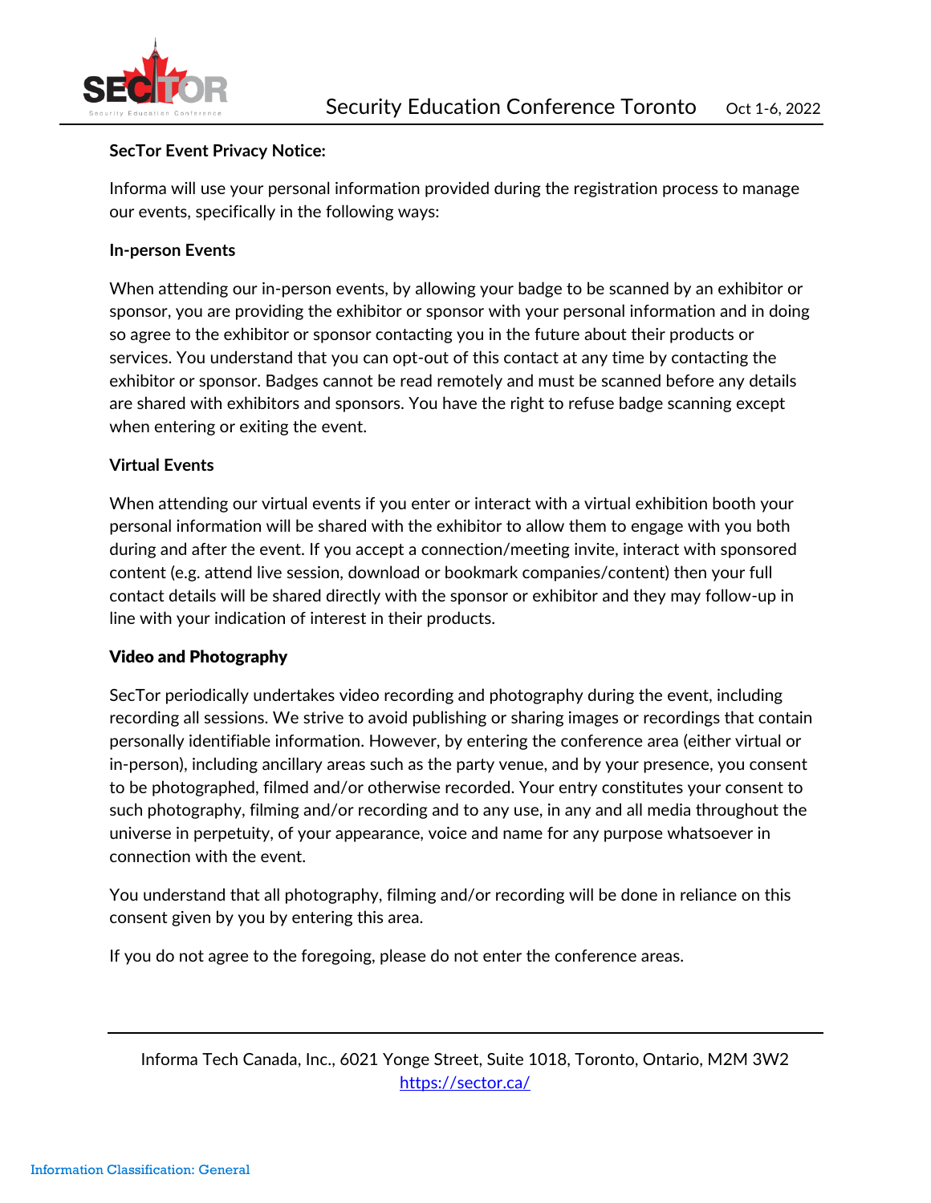**SecTor Event Privacy Notice:**

Informa will use your personal information provided during the registration process to manage our events, specifically in the following ways:

**In-person Events**

When attending our in-person events, by allowing your badge to be scanned by an exhibitor or sponsor, you are providing the exhibitor or sponsor with your personal information and in doing so agree to the exhibitor or sponsor contacting you in the future about their products or services. You understand that you can opt-out of this contact at any time by contacting the exhibitor or sponsor. Badges cannot be read remotely and must be scanned before any details are shared with exhibitors and sponsors. You have the right to refuse badge scanning except when entering or exiting the event.

**Virtual Events**

When attending our virtual events if you enter or interact with a virtual exhibition booth your personal information will be shared with the exhibitor to allow them to engage with you both during and after the event. If you accept a connection/meeting invite, interact with sponsored content (e.g. attend live session, download or bookmark companies/content) then your full contact details will be shared directly with the sponsor or exhibitor and they may follow-up in line with your indication of interest in their products.

**Video and Photography**

SecTor periodically undertakes video recording and photography during the event, including recording all sessions. We strive to avoid publishing or sharing images or recordings that contain personally identifiable information. However, by entering the conference area (either virtual or in-person), including ancillary areas such as the party venue, and by your presence, you consent to be photographed, filmed and/or otherwise recorded. Your entry constitutes your consent to such photography, filming and/or recording and to any use, in any and all media throughout the universe in perpetuity, of your appearance, voice and name for any purpose whatsoever in connection with the event.

You understand that all photography, filming and/or recording will be done in reliance on this consent given by you by entering this area.

If you do not agree to the foregoing, please do not enter the conference areas.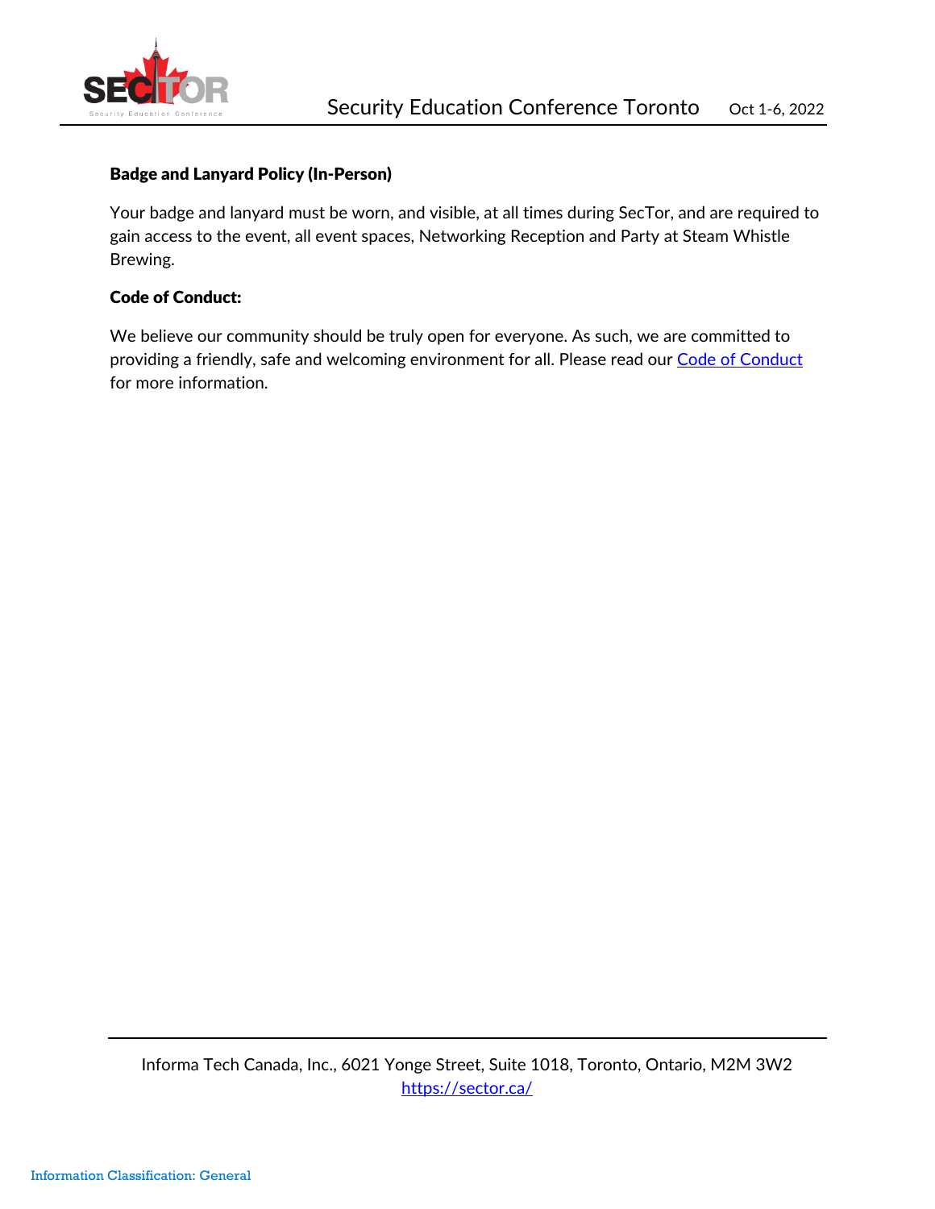**Badge and Lanyard Policy (In-Person)**

Your badge and lanyard must be worn, and visible, at all times during SecTor, and are required to gain access to the event, all event spaces, Networking Reception and Party at Steam Whistle Brewing.

**Code of Conduct:**

We believe our community should be truly open for everyone. As such, we are committed to providing a friendly, safe and welcoming environment for all. Please read our Code of Conduct for more information.